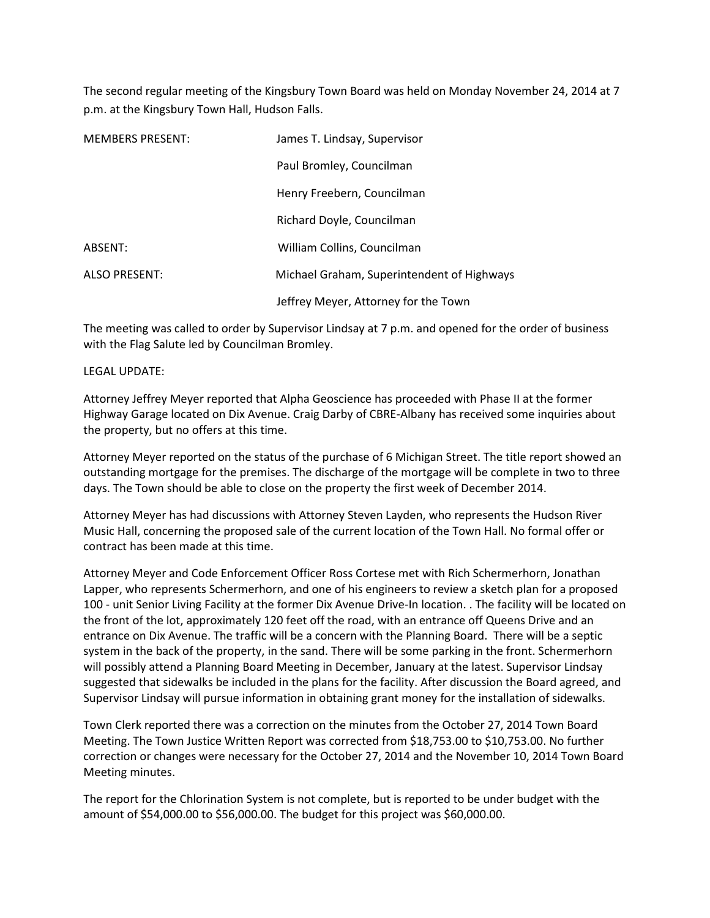The second regular meeting of the Kingsbury Town Board was held on Monday November 24, 2014 at 7 p.m. at the Kingsbury Town Hall, Hudson Falls.

| | |
|---|---|
| MEMBERS PRESENT: | James T. Lindsay, Supervisor |
| | Paul Bromley, Councilman |
| | Henry Freebern, Councilman |
| | Richard Doyle, Councilman |
| ABSENT: | William Collins, Councilman |
| ALSO PRESENT: | Michael Graham, Superintendent of Highways |
| | Jeffrey Meyer, Attorney for the Town |

The meeting was called to order by Supervisor Lindsay at 7 p.m. and opened for the order of business with the Flag Salute led by Councilman Bromley.

LEGAL UPDATE:

Attorney Jeffrey Meyer reported that Alpha Geoscience has proceeded with Phase II at the former Highway Garage located on Dix Avenue. Craig Darby of CBRE-Albany has received some inquiries about the property, but no offers at this time.

Attorney Meyer reported on the status of the purchase of 6 Michigan Street. The title report showed an outstanding mortgage for the premises. The discharge of the mortgage will be complete in two to three days. The Town should be able to close on the property the first week of December 2014.

Attorney Meyer has had discussions with Attorney Steven Layden, who represents the Hudson River Music Hall, concerning the proposed sale of the current location of the Town Hall. No formal offer or contract has been made at this time.

Attorney Meyer and Code Enforcement Officer Ross Cortese met with Rich Schermerhorn, Jonathan Lapper, who represents Schermerhorn, and one of his engineers to review a sketch plan for a proposed 100 - unit Senior Living Facility at the former Dix Avenue Drive-In location. . The facility will be located on the front of the lot, approximately 120 feet off the road, with an entrance off Queens Drive and an entrance on Dix Avenue. The traffic will be a concern with the Planning Board. There will be a septic system in the back of the property, in the sand. There will be some parking in the front. Schermerhorn will possibly attend a Planning Board Meeting in December, January at the latest. Supervisor Lindsay suggested that sidewalks be included in the plans for the facility. After discussion the Board agreed, and Supervisor Lindsay will pursue information in obtaining grant money for the installation of sidewalks.

Town Clerk reported there was a correction on the minutes from the October 27, 2014 Town Board Meeting. The Town Justice Written Report was corrected from $18,753.00 to $10,753.00. No further correction or changes were necessary for the October 27, 2014 and the November 10, 2014 Town Board Meeting minutes.

The report for the Chlorination System is not complete, but is reported to be under budget with the amount of $54,000.00 to $56,000.00. The budget for this project was $60,000.00.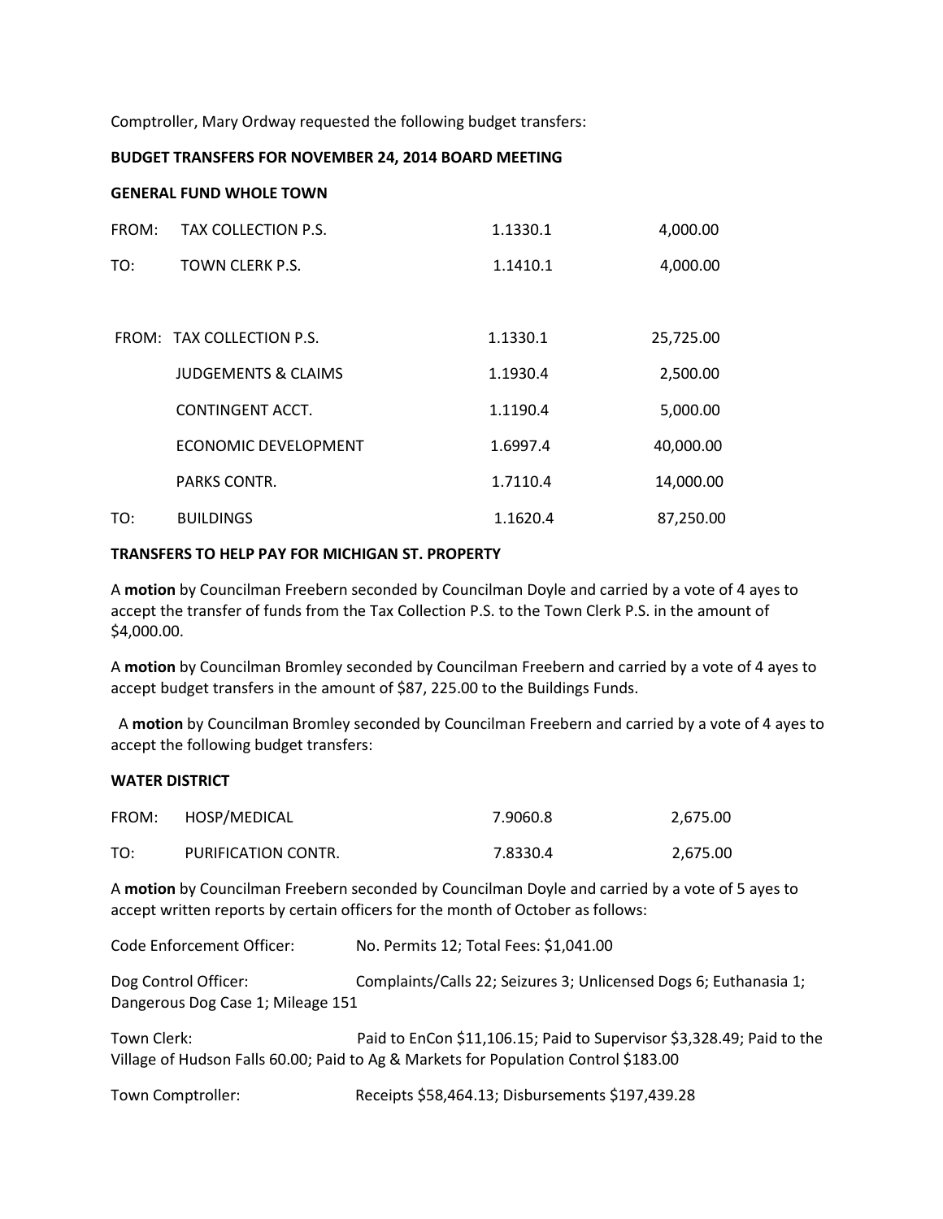Comptroller, Mary Ordway requested the following budget transfers:

**BUDGET TRANSFERS FOR NOVEMBER 24, 2014 BOARD MEETING**

**GENERAL FUND WHOLE TOWN**

| | | | |
|---|---|---|---|
| FROM: | TAX COLLECTION P.S. | 1.1330.1 | 4,000.00 |
| TO: | TOWN CLERK P.S. | 1.1410.1 | 4,000.00 |

| | | | |
|---|---|---|---|
| FROM: | TAX COLLECTION P.S. | 1.1330.1 | 25,725.00 |
| | JUDGEMENTS & CLAIMS | 1.1930.4 | 2,500.00 |
| | CONTINGENT ACCT. | 1.1190.4 | 5,000.00 |
| | ECONOMIC DEVELOPMENT | 1.6997.4 | 40,000.00 |
| | PARKS CONTR. | 1.7110.4 | 14,000.00 |
| TO: | BUILDINGS | 1.1620.4 | 87,250.00 |

**TRANSFERS TO HELP PAY FOR MICHIGAN ST. PROPERTY**

A **motion** by Councilman Freebern seconded by Councilman Doyle and carried by a vote of 4 ayes to accept the transfer of funds from the Tax Collection P.S. to the Town Clerk P.S. in the amount of $4,000.00.

A **motion** by Councilman Bromley seconded by Councilman Freebern and carried by a vote of 4 ayes to accept budget transfers in the amount of $87, 225.00 to the Buildings Funds.

A **motion** by Councilman Bromley seconded by Councilman Freebern and carried by a vote of 4 ayes to accept the following budget transfers:

**WATER DISTRICT**

| | | | |
|---|---|---|---|
| FROM: | HOSP/MEDICAL | 7.9060.8 | 2,675.00 |
| TO: | PURIFICATION CONTR. | 7.8330.4 | 2,675.00 |

A **motion** by Councilman Freebern seconded by Councilman Doyle and carried by a vote of 5 ayes to accept written reports by certain officers for the month of October as follows:

Code Enforcement Officer: No. Permits 12; Total Fees: $1,041.00

Dog Control Officer: Complaints/Calls 22; Seizures 3; Unlicensed Dogs 6; Euthanasia 1; Dangerous Dog Case 1; Mileage 151

Town Clerk: Paid to EnCon $11,106.15; Paid to Supervisor $3,328.49; Paid to the Village of Hudson Falls 60.00; Paid to Ag & Markets for Population Control $183.00

Town Comptroller: Receipts $58,464.13; Disbursements $197,439.28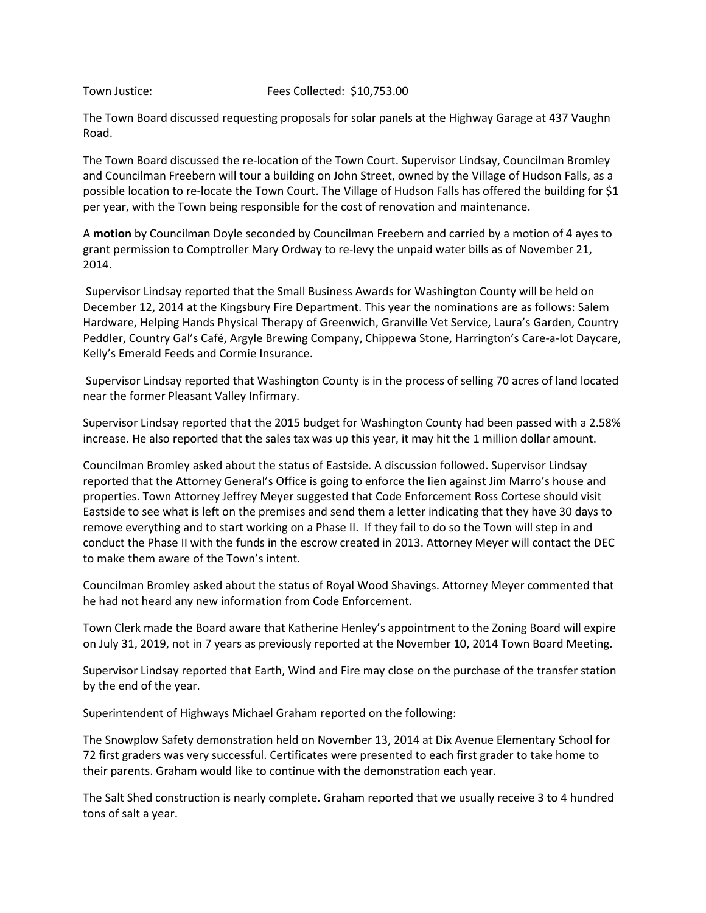Town Justice: Fees Collected: $10,753.00

The Town Board discussed requesting proposals for solar panels at the Highway Garage at 437 Vaughn Road.

The Town Board discussed the re-location of the Town Court. Supervisor Lindsay, Councilman Bromley and Councilman Freebern will tour a building on John Street, owned by the Village of Hudson Falls, as a possible location to re-locate the Town Court. The Village of Hudson Falls has offered the building for $1 per year, with the Town being responsible for the cost of renovation and maintenance.

A **motion** by Councilman Doyle seconded by Councilman Freebern and carried by a motion of 4 ayes to grant permission to Comptroller Mary Ordway to re-levy the unpaid water bills as of November 21, 2014.

Supervisor Lindsay reported that the Small Business Awards for Washington County will be held on December 12, 2014 at the Kingsbury Fire Department. This year the nominations are as follows: Salem Hardware, Helping Hands Physical Therapy of Greenwich, Granville Vet Service, Laura's Garden, Country Peddler, Country Gal's Café, Argyle Brewing Company, Chippewa Stone, Harrington's Care-a-lot Daycare, Kelly's Emerald Feeds and Cormie Insurance.

Supervisor Lindsay reported that Washington County is in the process of selling 70 acres of land located near the former Pleasant Valley Infirmary.

Supervisor Lindsay reported that the 2015 budget for Washington County had been passed with a 2.58% increase. He also reported that the sales tax was up this year, it may hit the 1 million dollar amount.

Councilman Bromley asked about the status of Eastside. A discussion followed. Supervisor Lindsay reported that the Attorney General's Office is going to enforce the lien against Jim Marro's house and properties. Town Attorney Jeffrey Meyer suggested that Code Enforcement Ross Cortese should visit Eastside to see what is left on the premises and send them a letter indicating that they have 30 days to remove everything and to start working on a Phase II. If they fail to do so the Town will step in and conduct the Phase II with the funds in the escrow created in 2013. Attorney Meyer will contact the DEC to make them aware of the Town's intent.

Councilman Bromley asked about the status of Royal Wood Shavings. Attorney Meyer commented that he had not heard any new information from Code Enforcement.

Town Clerk made the Board aware that Katherine Henley's appointment to the Zoning Board will expire on July 31, 2019, not in 7 years as previously reported at the November 10, 2014 Town Board Meeting.

Supervisor Lindsay reported that Earth, Wind and Fire may close on the purchase of the transfer station by the end of the year.

Superintendent of Highways Michael Graham reported on the following:

The Snowplow Safety demonstration held on November 13, 2014 at Dix Avenue Elementary School for 72 first graders was very successful. Certificates were presented to each first grader to take home to their parents. Graham would like to continue with the demonstration each year.

The Salt Shed construction is nearly complete. Graham reported that we usually receive 3 to 4 hundred tons of salt a year.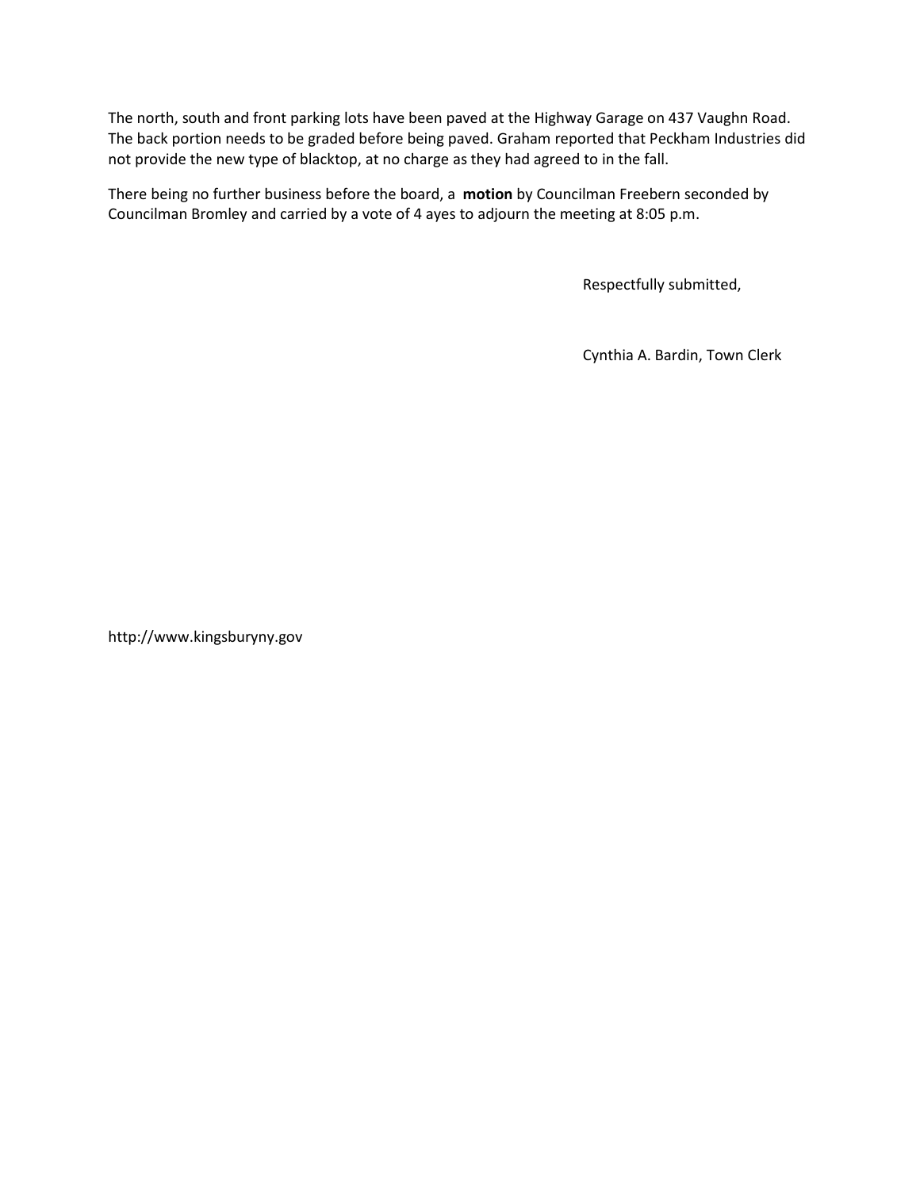The north, south and front parking lots have been paved at the Highway Garage on 437 Vaughn Road. The back portion needs to be graded before being paved. Graham reported that Peckham Industries did not provide the new type of blacktop, at no charge as they had agreed to in the fall.

There being no further business before the board, a **motion** by Councilman Freebern seconded by Councilman Bromley and carried by a vote of 4 ayes to adjourn the meeting at 8:05 p.m.

Respectfully submitted,

Cynthia A. Bardin, Town Clerk

http://www.kingsburyny.gov